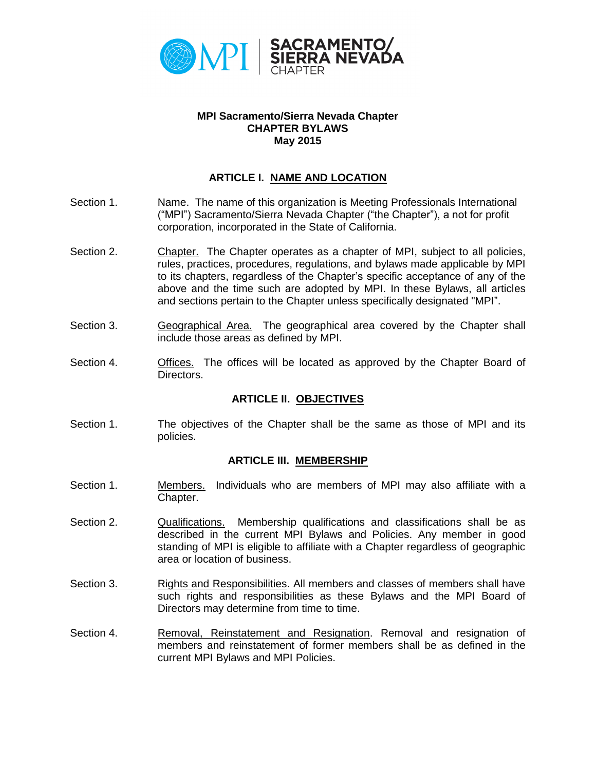MPI | SACRAMENTO/ SIERRA NEVADA CHAPTER

**MPI Sacramento/Sierra Nevada Chapter**
**CHAPTER BYLAWS**
**May 2015**

## ARTICLE I. NAME AND LOCATION

Section 1. Name. The name of this organization is Meeting Professionals International ("MPI") Sacramento/Sierra Nevada Chapter ("the Chapter"), a not for profit corporation, incorporated in the State of California.

Section 2. Chapter. The Chapter operates as a chapter of MPI, subject to all policies, rules, practices, procedures, regulations, and bylaws made applicable by MPI to its chapters, regardless of the Chapter's specific acceptance of any of the above and the time such are adopted by MPI. In these Bylaws, all articles and sections pertain to the Chapter unless specifically designated "MPI".

Section 3. Geographical Area. The geographical area covered by the Chapter shall include those areas as defined by MPI.

Section 4. Offices. The offices will be located as approved by the Chapter Board of Directors.

## ARTICLE II. OBJECTIVES

Section 1. The objectives of the Chapter shall be the same as those of MPI and its policies.

## ARTICLE III. MEMBERSHIP

Section 1. Members. Individuals who are members of MPI may also affiliate with a Chapter.

Section 2. Qualifications. Membership qualifications and classifications shall be as described in the current MPI Bylaws and Policies. Any member in good standing of MPI is eligible to affiliate with a Chapter regardless of geographic area or location of business.

Section 3. Rights and Responsibilities. All members and classes of members shall have such rights and responsibilities as these Bylaws and the MPI Board of Directors may determine from time to time.

Section 4. Removal, Reinstatement and Resignation. Removal and resignation of members and reinstatement of former members shall be as defined in the current MPI Bylaws and MPI Policies.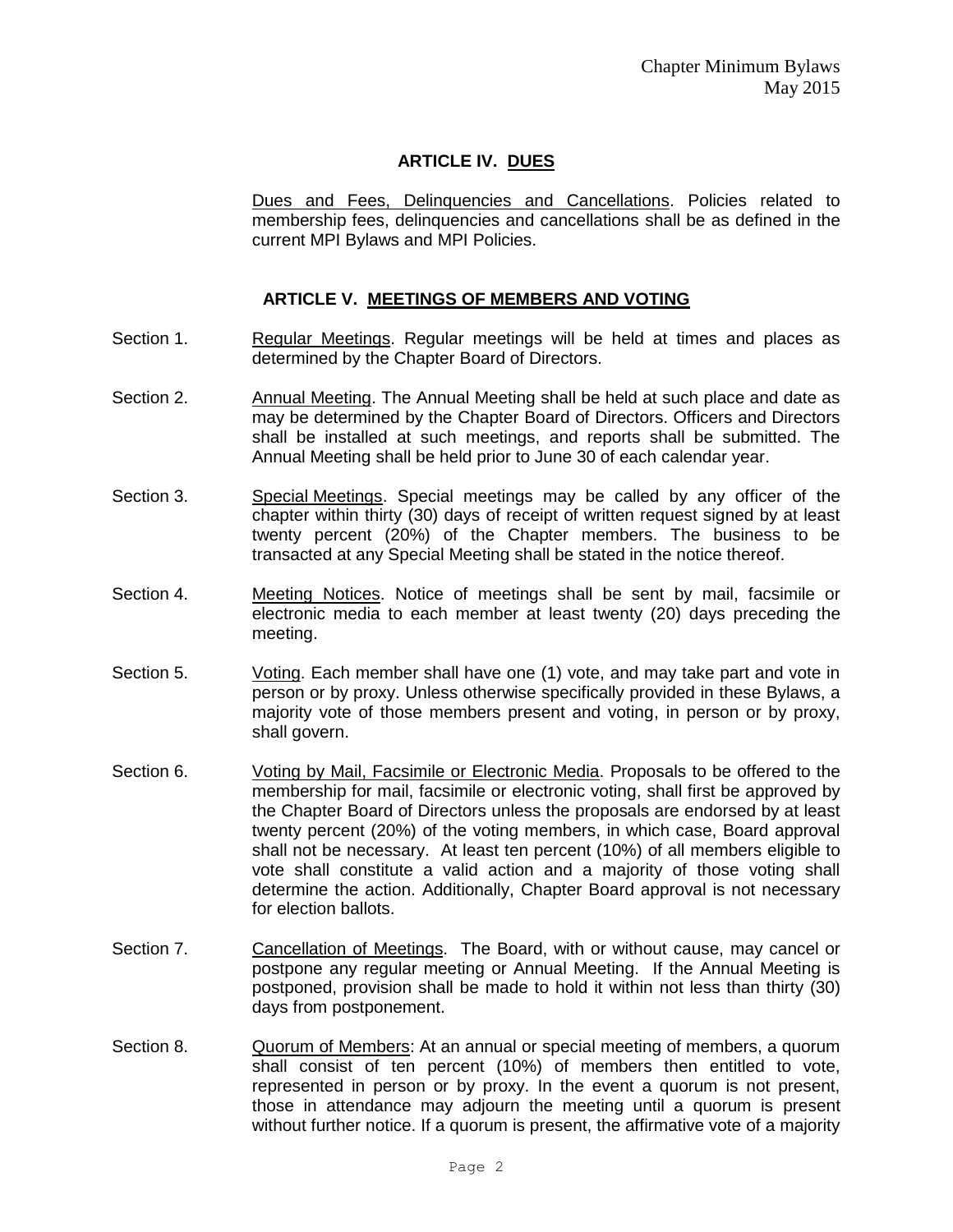## ARTICLE IV. DUES

Dues and Fees, Delinquencies and Cancellations. Policies related to membership fees, delinquencies and cancellations shall be as defined in the current MPI Bylaws and MPI Policies.

## ARTICLE V. MEETINGS OF MEMBERS AND VOTING

Section 1. Regular Meetings. Regular meetings will be held at times and places as determined by the Chapter Board of Directors.

Section 2. Annual Meeting. The Annual Meeting shall be held at such place and date as may be determined by the Chapter Board of Directors. Officers and Directors shall be installed at such meetings, and reports shall be submitted. The Annual Meeting shall be held prior to June 30 of each calendar year.

Section 3. Special Meetings. Special meetings may be called by any officer of the chapter within thirty (30) days of receipt of written request signed by at least twenty percent (20%) of the Chapter members. The business to be transacted at any Special Meeting shall be stated in the notice thereof.

Section 4. Meeting Notices. Notice of meetings shall be sent by mail, facsimile or electronic media to each member at least twenty (20) days preceding the meeting.

Section 5. Voting. Each member shall have one (1) vote, and may take part and vote in person or by proxy. Unless otherwise specifically provided in these Bylaws, a majority vote of those members present and voting, in person or by proxy, shall govern.

Section 6. Voting by Mail, Facsimile or Electronic Media. Proposals to be offered to the membership for mail, facsimile or electronic voting, shall first be approved by the Chapter Board of Directors unless the proposals are endorsed by at least twenty percent (20%) of the voting members, in which case, Board approval shall not be necessary. At least ten percent (10%) of all members eligible to vote shall constitute a valid action and a majority of those voting shall determine the action. Additionally, Chapter Board approval is not necessary for election ballots.

Section 7. Cancellation of Meetings. The Board, with or without cause, may cancel or postpone any regular meeting or Annual Meeting. If the Annual Meeting is postponed, provision shall be made to hold it within not less than thirty (30) days from postponement.

Section 8. Quorum of Members: At an annual or special meeting of members, a quorum shall consist of ten percent (10%) of members then entitled to vote, represented in person or by proxy. In the event a quorum is not present, those in attendance may adjourn the meeting until a quorum is present without further notice. If a quorum is present, the affirmative vote of a majority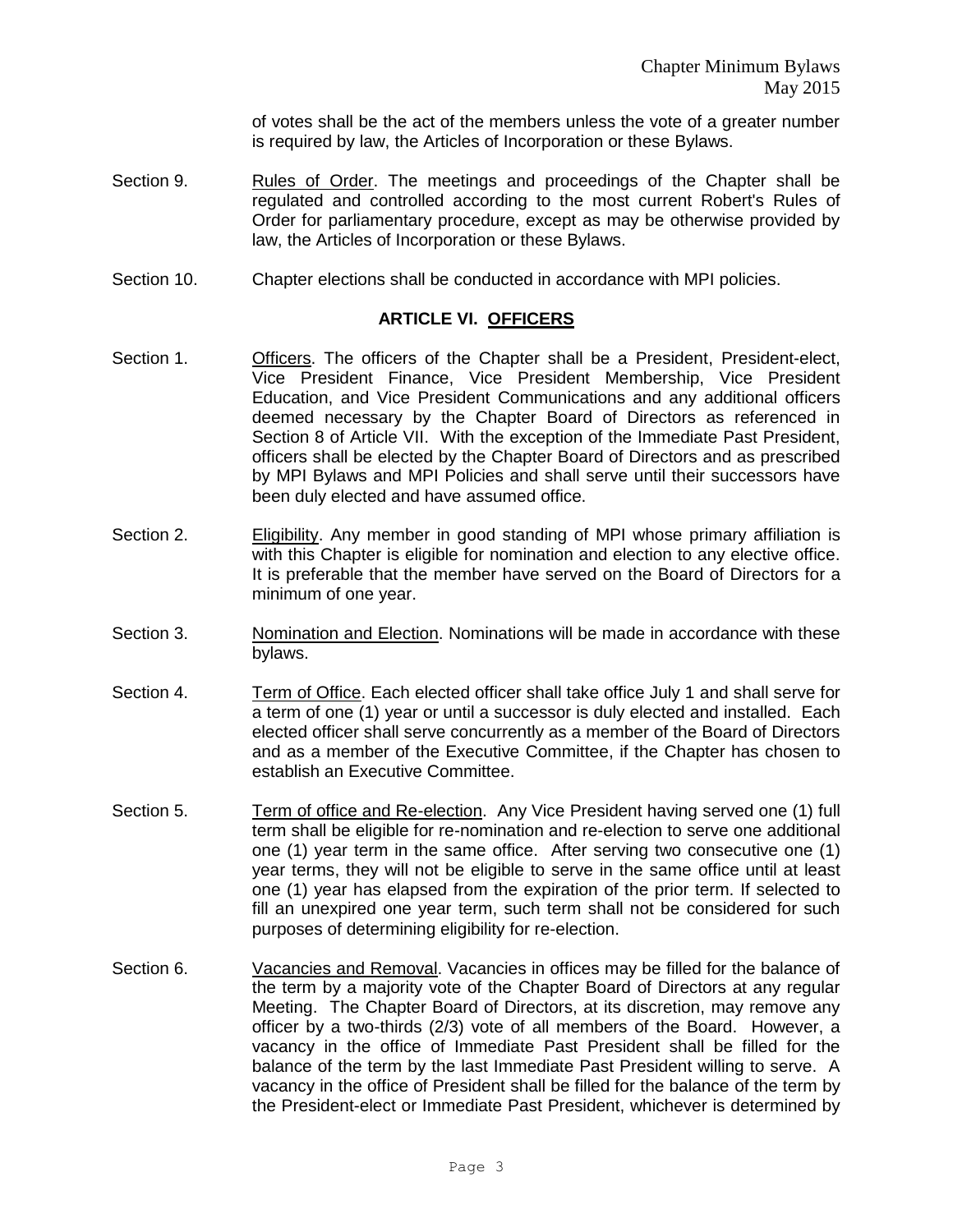of votes shall be the act of the members unless the vote of a greater number is required by law, the Articles of Incorporation or these Bylaws.

Section 9. Rules of Order. The meetings and proceedings of the Chapter shall be regulated and controlled according to the most current Robert's Rules of Order for parliamentary procedure, except as may be otherwise provided by law, the Articles of Incorporation or these Bylaws.

Section 10. Chapter elections shall be conducted in accordance with MPI policies.

## ARTICLE VI. OFFICERS

Section 1. Officers. The officers of the Chapter shall be a President, President-elect, Vice President Finance, Vice President Membership, Vice President Education, and Vice President Communications and any additional officers deemed necessary by the Chapter Board of Directors as referenced in Section 8 of Article VII. With the exception of the Immediate Past President, officers shall be elected by the Chapter Board of Directors and as prescribed by MPI Bylaws and MPI Policies and shall serve until their successors have been duly elected and have assumed office.

Section 2. Eligibility. Any member in good standing of MPI whose primary affiliation is with this Chapter is eligible for nomination and election to any elective office. It is preferable that the member have served on the Board of Directors for a minimum of one year.

Section 3. Nomination and Election. Nominations will be made in accordance with these bylaws.

Section 4. Term of Office. Each elected officer shall take office July 1 and shall serve for a term of one (1) year or until a successor is duly elected and installed. Each elected officer shall serve concurrently as a member of the Board of Directors and as a member of the Executive Committee, if the Chapter has chosen to establish an Executive Committee.

Section 5. Term of office and Re-election. Any Vice President having served one (1) full term shall be eligible for re-nomination and re-election to serve one additional one (1) year term in the same office. After serving two consecutive one (1) year terms, they will not be eligible to serve in the same office until at least one (1) year has elapsed from the expiration of the prior term. If selected to fill an unexpired one year term, such term shall not be considered for such purposes of determining eligibility for re-election.

Section 6. Vacancies and Removal. Vacancies in offices may be filled for the balance of the term by a majority vote of the Chapter Board of Directors at any regular Meeting. The Chapter Board of Directors, at its discretion, may remove any officer by a two-thirds (2/3) vote of all members of the Board. However, a vacancy in the office of Immediate Past President shall be filled for the balance of the term by the last Immediate Past President willing to serve. A vacancy in the office of President shall be filled for the balance of the term by the President-elect or Immediate Past President, whichever is determined by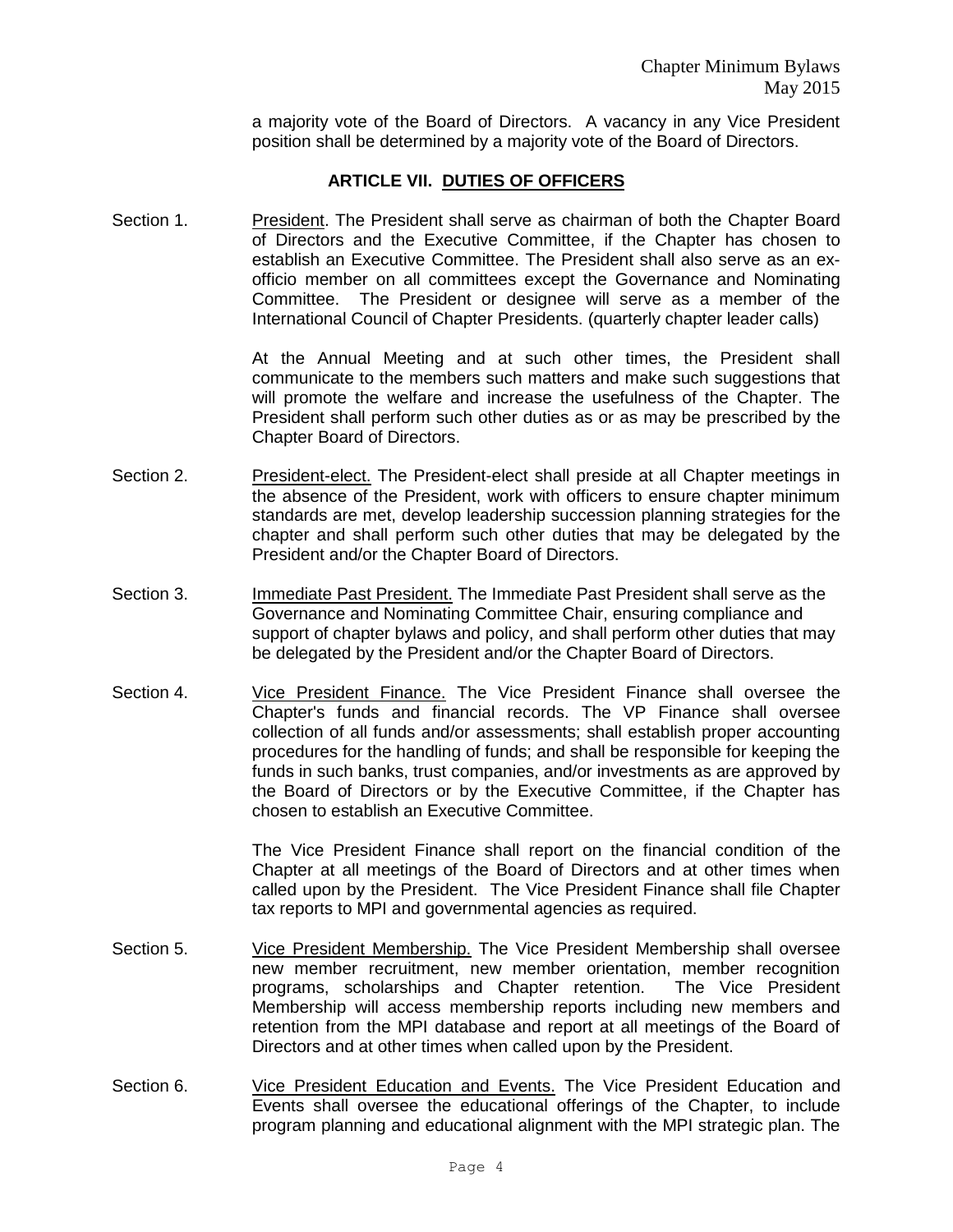a majority vote of the Board of Directors. A vacancy in any Vice President position shall be determined by a majority vote of the Board of Directors.

## ARTICLE VII. DUTIES OF OFFICERS

Section 1. President. The President shall serve as chairman of both the Chapter Board of Directors and the Executive Committee, if the Chapter has chosen to establish an Executive Committee. The President shall also serve as an ex-officio member on all committees except the Governance and Nominating Committee. The President or designee will serve as a member of the International Council of Chapter Presidents. (quarterly chapter leader calls)

At the Annual Meeting and at such other times, the President shall communicate to the members such matters and make such suggestions that will promote the welfare and increase the usefulness of the Chapter. The President shall perform such other duties as or as may be prescribed by the Chapter Board of Directors.

Section 2. President-elect. The President-elect shall preside at all Chapter meetings in the absence of the President, work with officers to ensure chapter minimum standards are met, develop leadership succession planning strategies for the chapter and shall perform such other duties that may be delegated by the President and/or the Chapter Board of Directors.

Section 3. Immediate Past President. The Immediate Past President shall serve as the Governance and Nominating Committee Chair, ensuring compliance and support of chapter bylaws and policy, and shall perform other duties that may be delegated by the President and/or the Chapter Board of Directors.

Section 4. Vice President Finance. The Vice President Finance shall oversee the Chapter's funds and financial records. The VP Finance shall oversee collection of all funds and/or assessments; shall establish proper accounting procedures for the handling of funds; and shall be responsible for keeping the funds in such banks, trust companies, and/or investments as are approved by the Board of Directors or by the Executive Committee, if the Chapter has chosen to establish an Executive Committee.

The Vice President Finance shall report on the financial condition of the Chapter at all meetings of the Board of Directors and at other times when called upon by the President. The Vice President Finance shall file Chapter tax reports to MPI and governmental agencies as required.

Section 5. Vice President Membership. The Vice President Membership shall oversee new member recruitment, new member orientation, member recognition programs, scholarships and Chapter retention. The Vice President Membership will access membership reports including new members and retention from the MPI database and report at all meetings of the Board of Directors and at other times when called upon by the President.

Section 6. Vice President Education and Events. The Vice President Education and Events shall oversee the educational offerings of the Chapter, to include program planning and educational alignment with the MPI strategic plan. The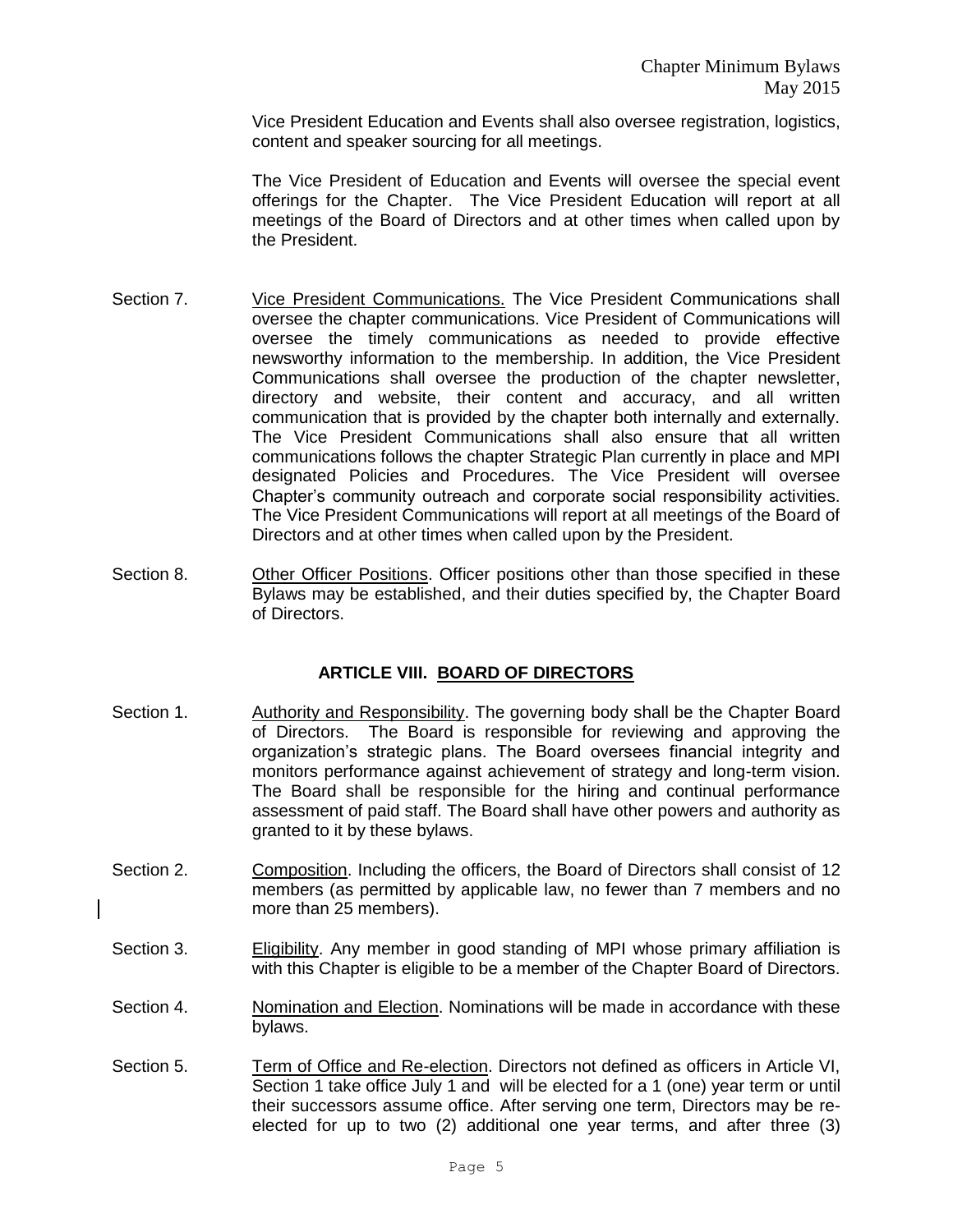Vice President Education and Events shall also oversee registration, logistics, content and speaker sourcing for all meetings.

The Vice President of Education and Events will oversee the special event offerings for the Chapter. The Vice President Education will report at all meetings of the Board of Directors and at other times when called upon by the President.

Section 7. Vice President Communications. The Vice President Communications shall oversee the chapter communications. Vice President of Communications will oversee the timely communications as needed to provide effective newsworthy information to the membership. In addition, the Vice President Communications shall oversee the production of the chapter newsletter, directory and website, their content and accuracy, and all written communication that is provided by the chapter both internally and externally. The Vice President Communications shall also ensure that all written communications follows the chapter Strategic Plan currently in place and MPI designated Policies and Procedures. The Vice President will oversee Chapter's community outreach and corporate social responsibility activities. The Vice President Communications will report at all meetings of the Board of Directors and at other times when called upon by the President.

Section 8. Other Officer Positions. Officer positions other than those specified in these Bylaws may be established, and their duties specified by, the Chapter Board of Directors.

## ARTICLE VIII. BOARD OF DIRECTORS

Section 1. Authority and Responsibility. The governing body shall be the Chapter Board of Directors. The Board is responsible for reviewing and approving the organization's strategic plans. The Board oversees financial integrity and monitors performance against achievement of strategy and long-term vision. The Board shall be responsible for the hiring and continual performance assessment of paid staff. The Board shall have other powers and authority as granted to it by these bylaws.

Section 2. Composition. Including the officers, the Board of Directors shall consist of 12 members (as permitted by applicable law, no fewer than 7 members and no more than 25 members).

Section 3. Eligibility. Any member in good standing of MPI whose primary affiliation is with this Chapter is eligible to be a member of the Chapter Board of Directors.

Section 4. Nomination and Election. Nominations will be made in accordance with these bylaws.

Section 5. Term of Office and Re-election. Directors not defined as officers in Article VI, Section 1 take office July 1 and will be elected for a 1 (one) year term or until their successors assume office. After serving one term, Directors may be re-elected for up to two (2) additional one year terms, and after three (3)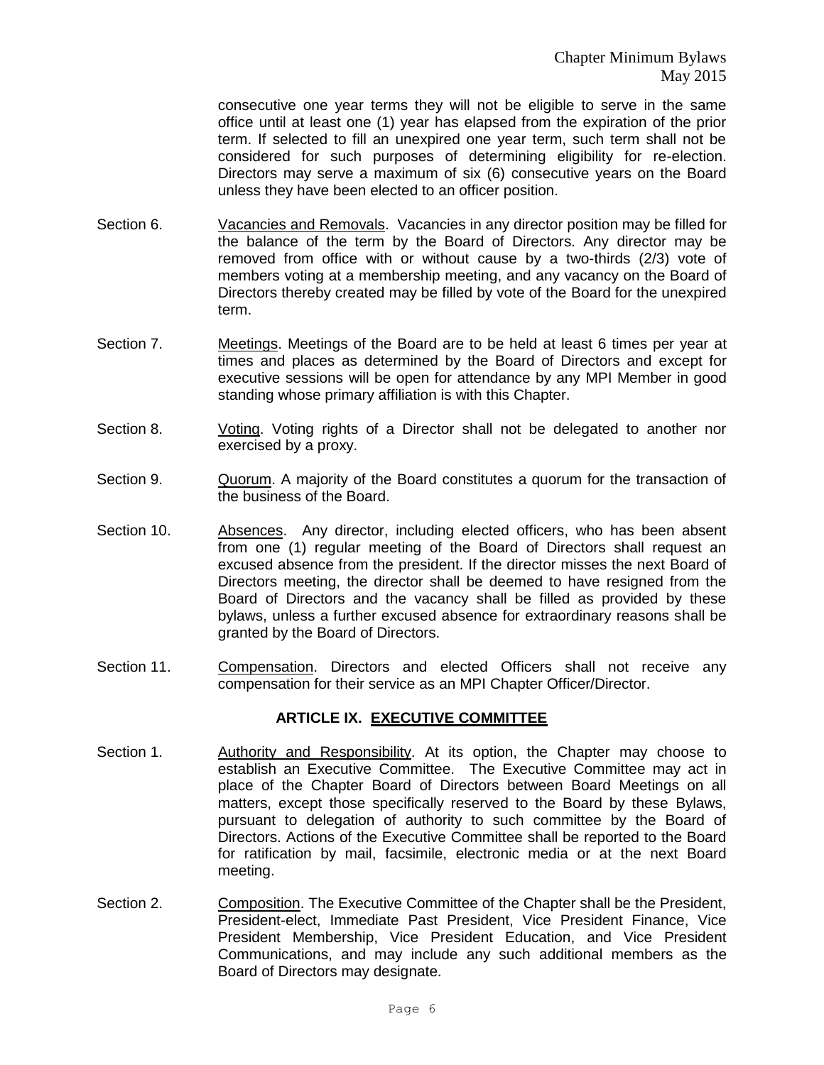consecutive one year terms they will not be eligible to serve in the same office until at least one (1) year has elapsed from the expiration of the prior term. If selected to fill an unexpired one year term, such term shall not be considered for such purposes of determining eligibility for re-election. Directors may serve a maximum of six (6) consecutive years on the Board unless they have been elected to an officer position.

Section 6. Vacancies and Removals. Vacancies in any director position may be filled for the balance of the term by the Board of Directors. Any director may be removed from office with or without cause by a two-thirds (2/3) vote of members voting at a membership meeting, and any vacancy on the Board of Directors thereby created may be filled by vote of the Board for the unexpired term.

Section 7. Meetings. Meetings of the Board are to be held at least 6 times per year at times and places as determined by the Board of Directors and except for executive sessions will be open for attendance by any MPI Member in good standing whose primary affiliation is with this Chapter.

Section 8. Voting. Voting rights of a Director shall not be delegated to another nor exercised by a proxy.

Section 9. Quorum. A majority of the Board constitutes a quorum for the transaction of the business of the Board.

Section 10. Absences. Any director, including elected officers, who has been absent from one (1) regular meeting of the Board of Directors shall request an excused absence from the president. If the director misses the next Board of Directors meeting, the director shall be deemed to have resigned from the Board of Directors and the vacancy shall be filled as provided by these bylaws, unless a further excused absence for extraordinary reasons shall be granted by the Board of Directors.

Section 11. Compensation. Directors and elected Officers shall not receive any compensation for their service as an MPI Chapter Officer/Director.

## ARTICLE IX. EXECUTIVE COMMITTEE

Section 1. Authority and Responsibility. At its option, the Chapter may choose to establish an Executive Committee. The Executive Committee may act in place of the Chapter Board of Directors between Board Meetings on all matters, except those specifically reserved to the Board by these Bylaws, pursuant to delegation of authority to such committee by the Board of Directors. Actions of the Executive Committee shall be reported to the Board for ratification by mail, facsimile, electronic media or at the next Board meeting.

Section 2. Composition. The Executive Committee of the Chapter shall be the President, President-elect, Immediate Past President, Vice President Finance, Vice President Membership, Vice President Education, and Vice President Communications, and may include any such additional members as the Board of Directors may designate.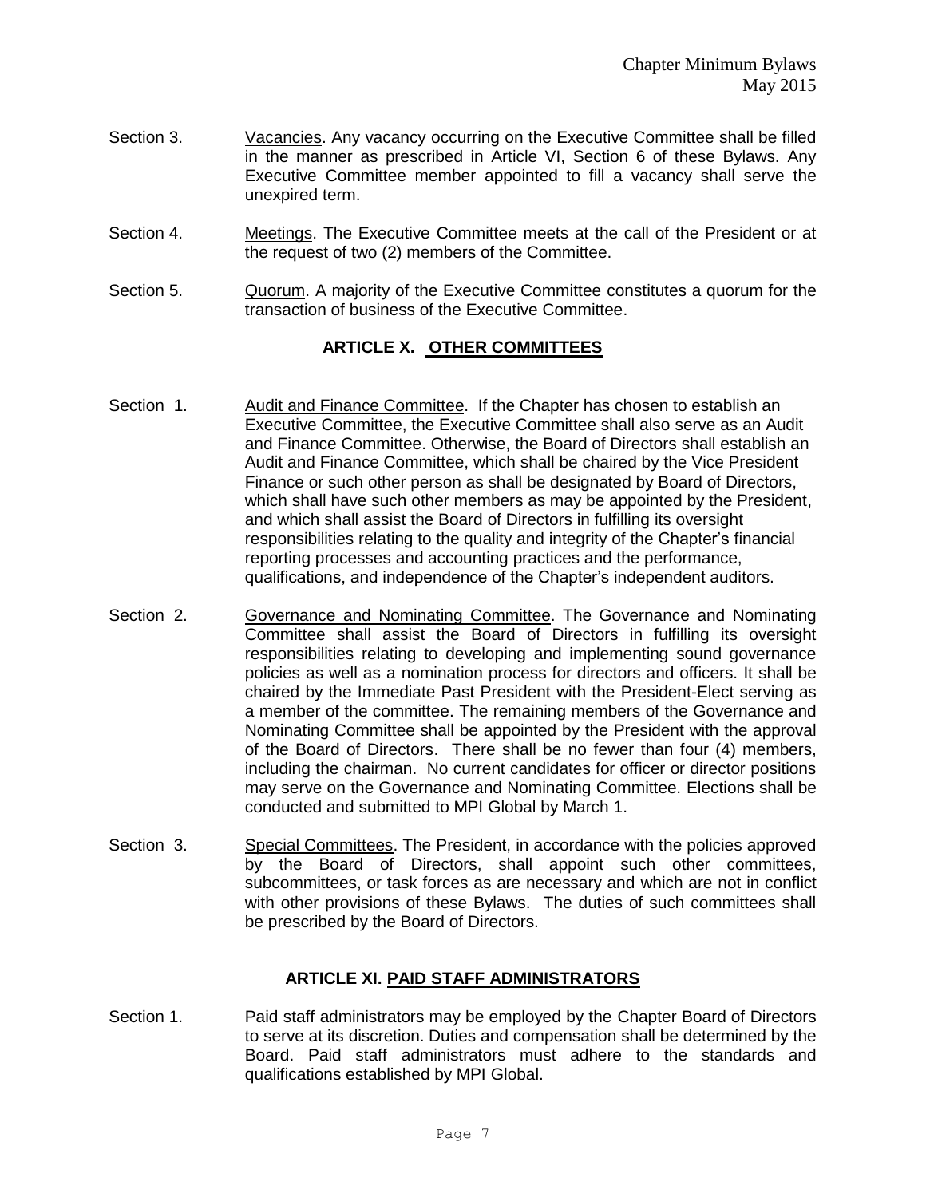Section 3. Vacancies. Any vacancy occurring on the Executive Committee shall be filled in the manner as prescribed in Article VI, Section 6 of these Bylaws. Any Executive Committee member appointed to fill a vacancy shall serve the unexpired term.

Section 4. Meetings. The Executive Committee meets at the call of the President or at the request of two (2) members of the Committee.

Section 5. Quorum. A majority of the Executive Committee constitutes a quorum for the transaction of business of the Executive Committee.

## ARTICLE X. OTHER COMMITTEES

Section 1. Audit and Finance Committee. If the Chapter has chosen to establish an Executive Committee, the Executive Committee shall also serve as an Audit and Finance Committee. Otherwise, the Board of Directors shall establish an Audit and Finance Committee, which shall be chaired by the Vice President Finance or such other person as shall be designated by Board of Directors, which shall have such other members as may be appointed by the President, and which shall assist the Board of Directors in fulfilling its oversight responsibilities relating to the quality and integrity of the Chapter's financial reporting processes and accounting practices and the performance, qualifications, and independence of the Chapter's independent auditors.

Section 2. Governance and Nominating Committee. The Governance and Nominating Committee shall assist the Board of Directors in fulfilling its oversight responsibilities relating to developing and implementing sound governance policies as well as a nomination process for directors and officers. It shall be chaired by the Immediate Past President with the President-Elect serving as a member of the committee. The remaining members of the Governance and Nominating Committee shall be appointed by the President with the approval of the Board of Directors. There shall be no fewer than four (4) members, including the chairman. No current candidates for officer or director positions may serve on the Governance and Nominating Committee. Elections shall be conducted and submitted to MPI Global by March 1.

Section 3. Special Committees. The President, in accordance with the policies approved by the Board of Directors, shall appoint such other committees, subcommittees, or task forces as are necessary and which are not in conflict with other provisions of these Bylaws. The duties of such committees shall be prescribed by the Board of Directors.

## ARTICLE XI. PAID STAFF ADMINISTRATORS

Section 1. Paid staff administrators may be employed by the Chapter Board of Directors to serve at its discretion. Duties and compensation shall be determined by the Board. Paid staff administrators must adhere to the standards and qualifications established by MPI Global.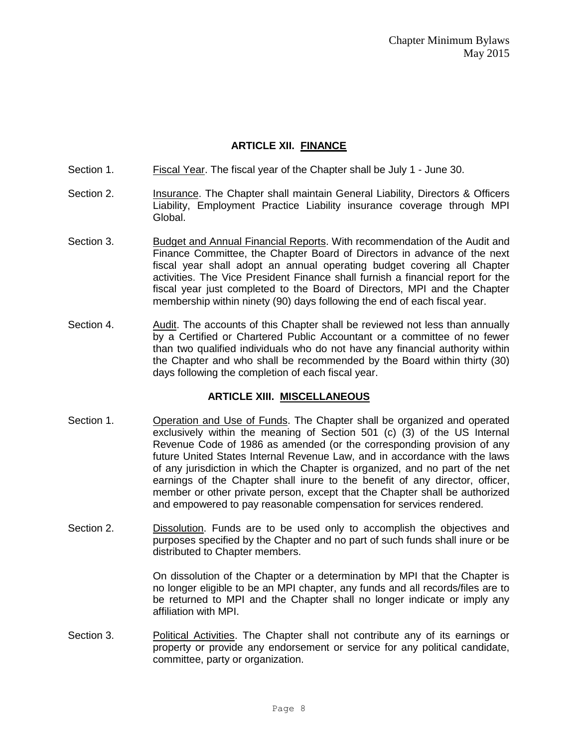## ARTICLE XII. <u>FINANCE</u>

Section 1. <u>Fiscal Year</u>. The fiscal year of the Chapter shall be July 1 - June 30.

Section 2. <u>Insurance</u>. The Chapter shall maintain General Liability, Directors & Officers Liability, Employment Practice Liability insurance coverage through MPI Global.

Section 3. <u>Budget and Annual Financial Reports</u>. With recommendation of the Audit and Finance Committee, the Chapter Board of Directors in advance of the next fiscal year shall adopt an annual operating budget covering all Chapter activities. The Vice President Finance shall furnish a financial report for the fiscal year just completed to the Board of Directors, MPI and the Chapter membership within ninety (90) days following the end of each fiscal year.

Section 4. <u>Audit</u>. The accounts of this Chapter shall be reviewed not less than annually by a Certified or Chartered Public Accountant or a committee of no fewer than two qualified individuals who do not have any financial authority within the Chapter and who shall be recommended by the Board within thirty (30) days following the completion of each fiscal year.

## ARTICLE XIII. <u>MISCELLANEOUS</u>

Section 1. <u>Operation and Use of Funds</u>. The Chapter shall be organized and operated exclusively within the meaning of Section 501 (c) (3) of the US Internal Revenue Code of 1986 as amended (or the corresponding provision of any future United States Internal Revenue Law, and in accordance with the laws of any jurisdiction in which the Chapter is organized, and no part of the net earnings of the Chapter shall inure to the benefit of any director, officer, member or other private person, except that the Chapter shall be authorized and empowered to pay reasonable compensation for services rendered.

Section 2. <u>Dissolution</u>. Funds are to be used only to accomplish the objectives and purposes specified by the Chapter and no part of such funds shall inure or be distributed to Chapter members.

On dissolution of the Chapter or a determination by MPI that the Chapter is no longer eligible to be an MPI chapter, any funds and all records/files are to be returned to MPI and the Chapter shall no longer indicate or imply any affiliation with MPI.

Section 3. <u>Political Activities</u>. The Chapter shall not contribute any of its earnings or property or provide any endorsement or service for any political candidate, committee, party or organization.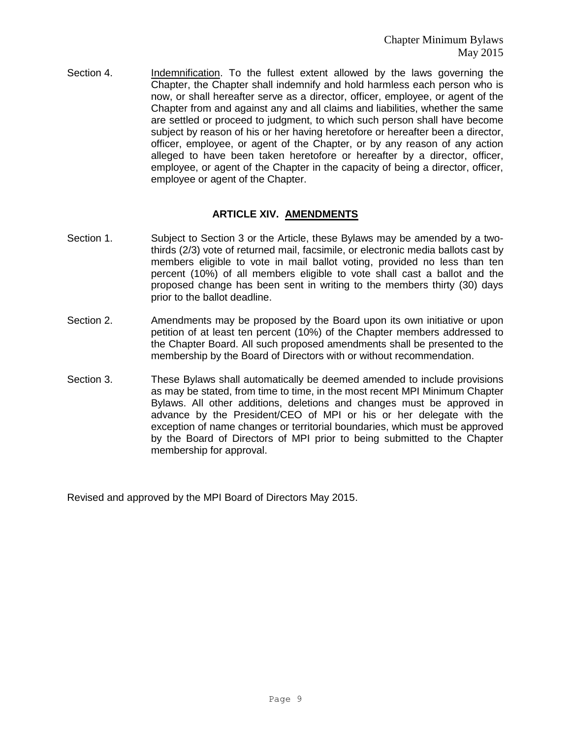Section 4. Indemnification. To the fullest extent allowed by the laws governing the Chapter, the Chapter shall indemnify and hold harmless each person who is now, or shall hereafter serve as a director, officer, employee, or agent of the Chapter from and against any and all claims and liabilities, whether the same are settled or proceed to judgment, to which such person shall have become subject by reason of his or her having heretofore or hereafter been a director, officer, employee, or agent of the Chapter, or by any reason of any action alleged to have been taken heretofore or hereafter by a director, officer, employee, or agent of the Chapter in the capacity of being a director, officer, employee or agent of the Chapter.

## ARTICLE XIV. AMENDMENTS

Section 1. Subject to Section 3 or the Article, these Bylaws may be amended by a two-thirds (2/3) vote of returned mail, facsimile, or electronic media ballots cast by members eligible to vote in mail ballot voting, provided no less than ten percent (10%) of all members eligible to vote shall cast a ballot and the proposed change has been sent in writing to the members thirty (30) days prior to the ballot deadline.

Section 2. Amendments may be proposed by the Board upon its own initiative or upon petition of at least ten percent (10%) of the Chapter members addressed to the Chapter Board. All such proposed amendments shall be presented to the membership by the Board of Directors with or without recommendation.

Section 3. These Bylaws shall automatically be deemed amended to include provisions as may be stated, from time to time, in the most recent MPI Minimum Chapter Bylaws. All other additions, deletions and changes must be approved in advance by the President/CEO of MPI or his or her delegate with the exception of name changes or territorial boundaries, which must be approved by the Board of Directors of MPI prior to being submitted to the Chapter membership for approval.

Revised and approved by the MPI Board of Directors May 2015.